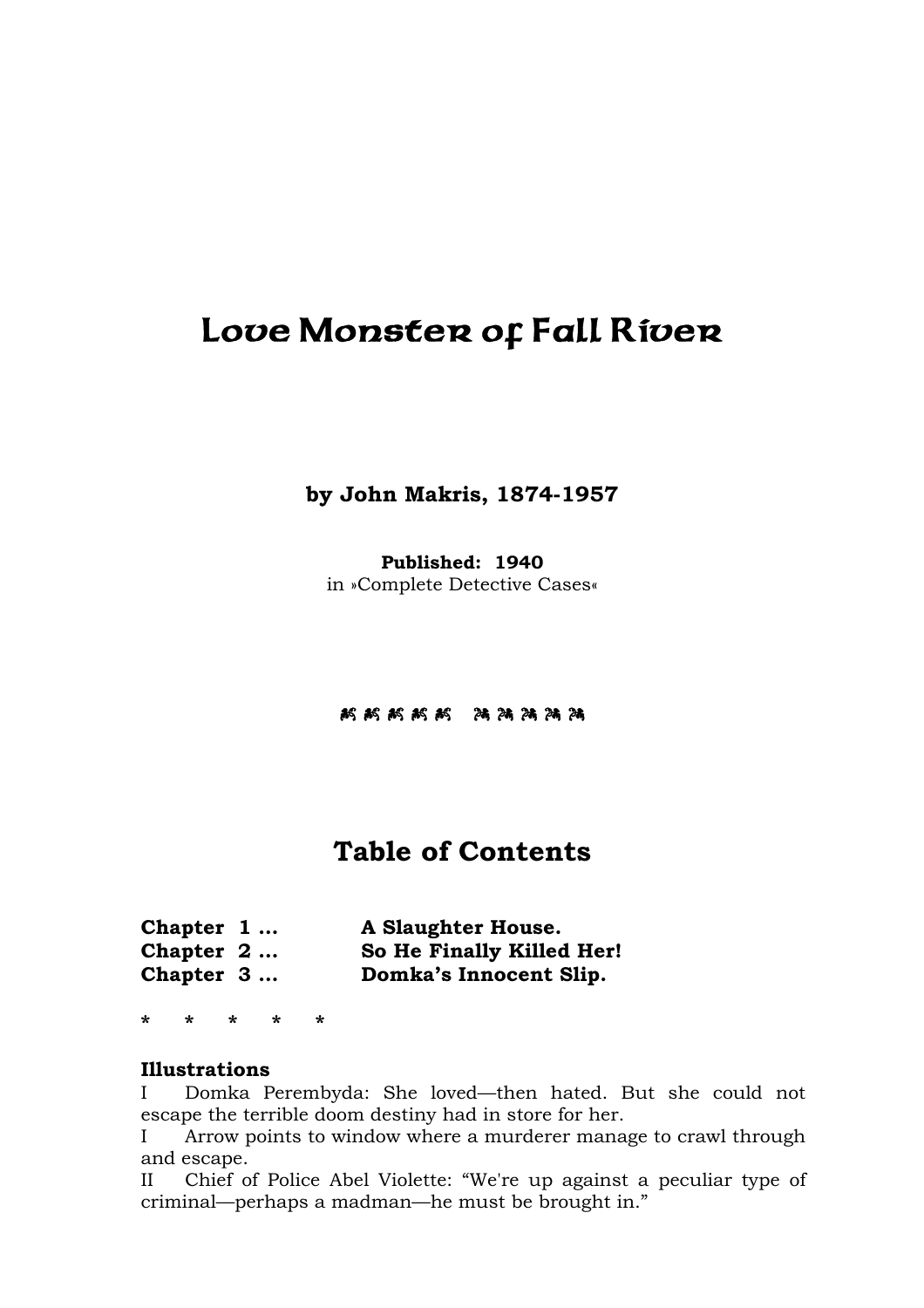# Love Monster of Fall River

**by John Makris, 1874-1957**

**Published: 1940**
in »Complete Detective Cases«

## Table of Contents

**Chapter 1 …** **A Slaughter House.**
**Chapter 2 …** **So He Finally Killed Her!**
**Chapter 3 …** **Domka's Innocent Slip.**

\* \* \* \* \*

**Illustrations**

I Domka Perembyda: She loved—then hated. But she could not escape the terrible doom destiny had in store for her.

I Arrow points to window where a murderer manage to crawl through and escape.

II Chief of Police Abel Violette: "We're up against a peculiar type of criminal—perhaps a madman—he must be brought in."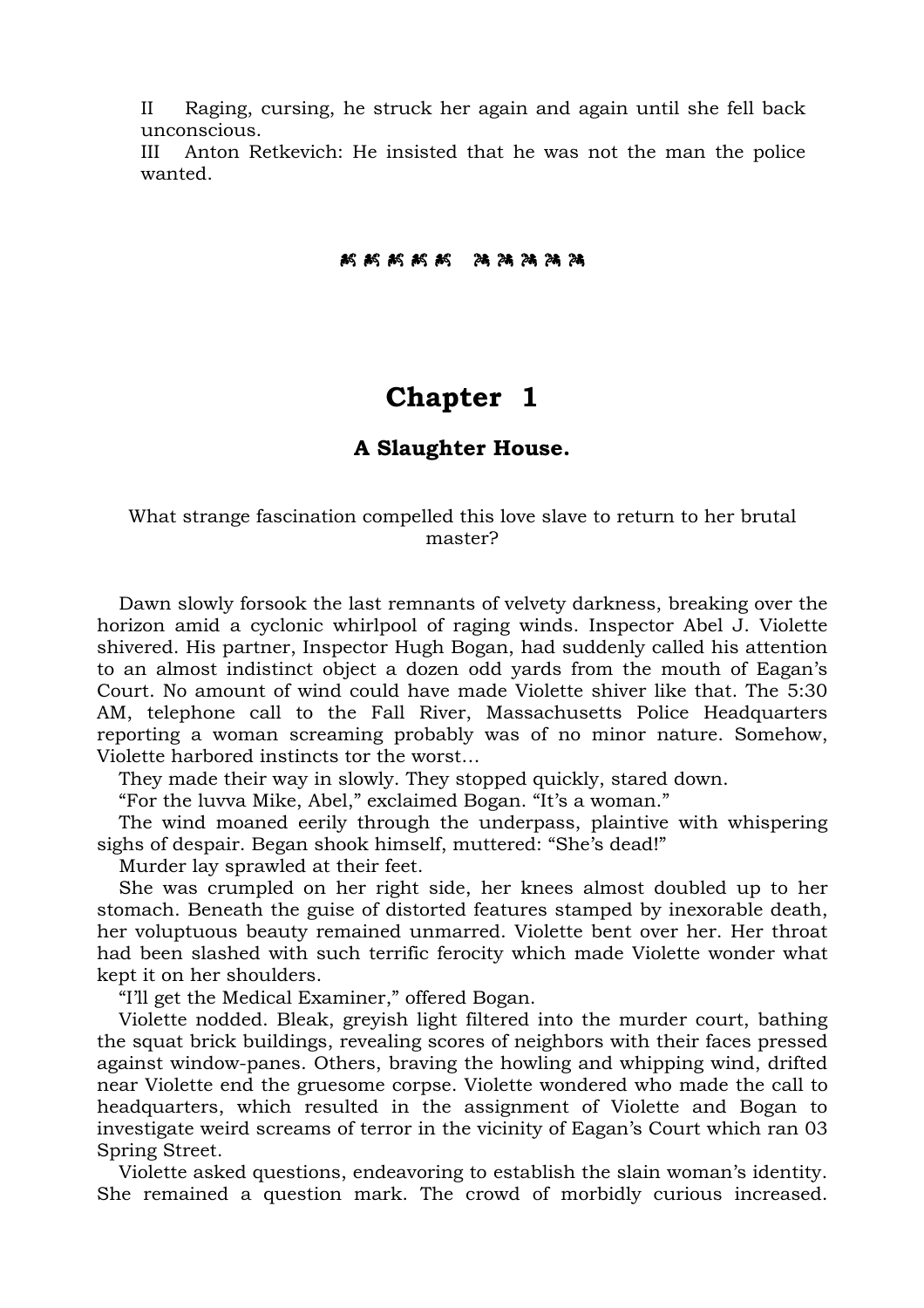II Raging, cursing, he struck her again and again until she fell back unconscious.

III Anton Retkevich: He insisted that he was not the man the police wanted.

# Chapter 1

### A Slaughter House.

What strange fascination compelled this love slave to return to her brutal master?

Dawn slowly forsook the last remnants of velvety darkness, breaking over the horizon amid a cyclonic whirlpool of raging winds. Inspector Abel J. Violette shivered. His partner, Inspector Hugh Bogan, had suddenly called his attention to an almost indistinct object a dozen odd yards from the mouth of Eagan's Court. No amount of wind could have made Violette shiver like that. The 5:30 AM, telephone call to the Fall River, Massachusetts Police Headquarters reporting a woman screaming probably was of no minor nature. Somehow, Violette harbored instincts tor the worst…

They made their way in slowly. They stopped quickly, stared down.

"For the luvva Mike, Abel," exclaimed Bogan. "It's a woman."

The wind moaned eerily through the underpass, plaintive with whispering sighs of despair. Began shook himself, muttered: "She's dead!"

Murder lay sprawled at their feet.

She was crumpled on her right side, her knees almost doubled up to her stomach. Beneath the guise of distorted features stamped by inexorable death, her voluptuous beauty remained unmarred. Violette bent over her. Her throat had been slashed with such terrific ferocity which made Violette wonder what kept it on her shoulders.

"I'll get the Medical Examiner," offered Bogan.

Violette nodded. Bleak, greyish light filtered into the murder court, bathing the squat brick buildings, revealing scores of neighbors with their faces pressed against window-panes. Others, braving the howling and whipping wind, drifted near Violette end the gruesome corpse. Violette wondered who made the call to headquarters, which resulted in the assignment of Violette and Bogan to investigate weird screams of terror in the vicinity of Eagan's Court which ran 03 Spring Street.

Violette asked questions, endeavoring to establish the slain woman's identity. She remained a question mark. The crowd of morbidly curious increased.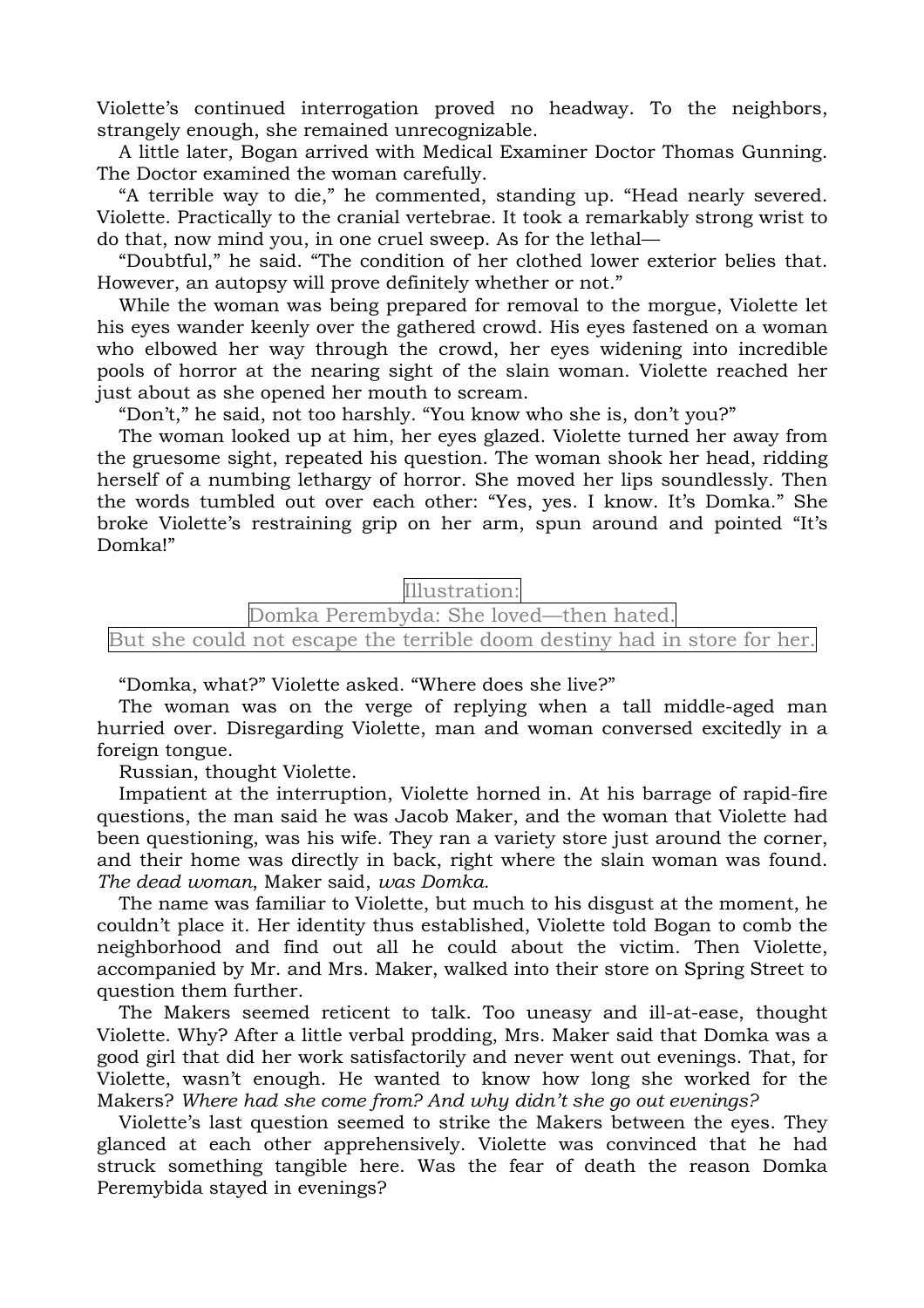Violette's continued interrogation proved no headway. To the neighbors, strangely enough, she remained unrecognizable.

A little later, Bogan arrived with Medical Examiner Doctor Thomas Gunning. The Doctor examined the woman carefully.

"A terrible way to die," he commented, standing up. "Head nearly severed. Violette. Practically to the cranial vertebrae. It took a remarkably strong wrist to do that, now mind you, in one cruel sweep. As for the lethal—

"Doubtful," he said. "The condition of her clothed lower exterior belies that. However, an autopsy will prove definitely whether or not."

While the woman was being prepared for removal to the morgue, Violette let his eyes wander keenly over the gathered crowd. His eyes fastened on a woman who elbowed her way through the crowd, her eyes widening into incredible pools of horror at the nearing sight of the slain woman. Violette reached her just about as she opened her mouth to scream.

"Don't," he said, not too harshly. "You know who she is, don't you?"

The woman looked up at him, her eyes glazed. Violette turned her away from the gruesome sight, repeated his question. The woman shook her head, ridding herself of a numbing lethargy of horror. She moved her lips soundlessly. Then the words tumbled out over each other: "Yes, yes. I know. It's Domka." She broke Violette's restraining grip on her arm, spun around and pointed "It's Domka!"

Illustration:
Domka Perembyda: She loved—then hated.
But she could not escape the terrible doom destiny had in store for her.

"Domka, what?" Violette asked. "Where does she live?"

The woman was on the verge of replying when a tall middle-aged man hurried over. Disregarding Violette, man and woman conversed excitedly in a foreign tongue.

Russian, thought Violette.

Impatient at the interruption, Violette horned in. At his barrage of rapid-fire questions, the man said he was Jacob Maker, and the woman that Violette had been questioning, was his wife. They ran a variety store just around the corner, and their home was directly in back, right where the slain woman was found. *The dead woman*, Maker said, *was Domka*.

The name was familiar to Violette, but much to his disgust at the moment, he couldn't place it. Her identity thus established, Violette told Bogan to comb the neighborhood and find out all he could about the victim. Then Violette, accompanied by Mr. and Mrs. Maker, walked into their store on Spring Street to question them further.

The Makers seemed reticent to talk. Too uneasy and ill-at-ease, thought Violette. Why? After a little verbal prodding, Mrs. Maker said that Domka was a good girl that did her work satisfactorily and never went out evenings. That, for Violette, wasn't enough. He wanted to know how long she worked for the Makers? *Where had she come from? And why didn't she go out evenings?*

Violette's last question seemed to strike the Makers between the eyes. They glanced at each other apprehensively. Violette was convinced that he had struck something tangible here. Was the fear of death the reason Domka Peremybida stayed in evenings?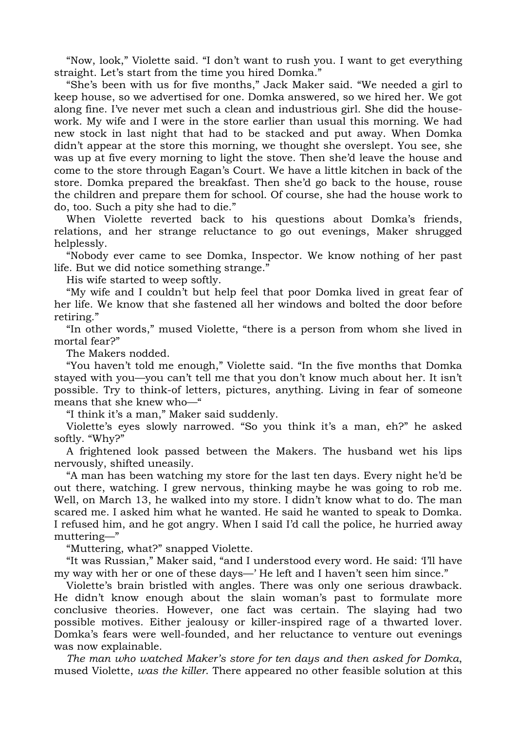"Now, look," Violette said. "I don't want to rush you. I want to get everything straight. Let's start from the time you hired Domka."

"She's been with us for five months," Jack Maker said. "We needed a girl to keep house, so we advertised for one. Domka answered, so we hired her. We got along fine. I've never met such a clean and industrious girl. She did the housework. My wife and I were in the store earlier than usual this morning. We had new stock in last night that had to be stacked and put away. When Domka didn't appear at the store this morning, we thought she overslept. You see, she was up at five every morning to light the stove. Then she'd leave the house and come to the store through Eagan's Court. We have a little kitchen in back of the store. Domka prepared the breakfast. Then she'd go back to the house, rouse the children and prepare them for school. Of course, she had the house work to do, too. Such a pity she had to die."

When Violette reverted back to his questions about Domka's friends, relations, and her strange reluctance to go out evenings, Maker shrugged helplessly.

"Nobody ever came to see Domka, Inspector. We know nothing of her past life. But we did notice something strange."

His wife started to weep softly.

"My wife and I couldn't but help feel that poor Domka lived in great fear of her life. We know that she fastened all her windows and bolted the door before retiring."

"In other words," mused Violette, "there is a person from whom she lived in mortal fear?"

The Makers nodded.

"You haven't told me enough," Violette said. "In the five months that Domka stayed with you—you can't tell me that you don't know much about her. It isn't possible. Try to think-of letters, pictures, anything. Living in fear of someone means that she knew who—"

"I think it's a man," Maker said suddenly.

Violette's eyes slowly narrowed. "So you think it's a man, eh?" he asked softly. "Why?"

A frightened look passed between the Makers. The husband wet his lips nervously, shifted uneasily.

"A man has been watching my store for the last ten days. Every night he'd be out there, watching. I grew nervous, thinking maybe he was going to rob me. Well, on March 13, he walked into my store. I didn't know what to do. The man scared me. I asked him what he wanted. He said he wanted to speak to Domka. I refused him, and he got angry. When I said I'd call the police, he hurried away muttering—"

"Muttering, what?" snapped Violette.

"It was Russian," Maker said, "and I understood every word. He said: 'I'll have my way with her or one of these days—' He left and I haven't seen him since."

Violette's brain bristled with angles. There was only one serious drawback. He didn't know enough about the slain woman's past to formulate more conclusive theories. However, one fact was certain. The slaying had two possible motives. Either jealousy or killer-inspired rage of a thwarted lover. Domka's fears were well-founded, and her reluctance to venture out evenings was now explainable.

*The man who watched Maker's store for ten days and then asked for Domka*, mused Violette, *was the killer*. There appeared no other feasible solution at this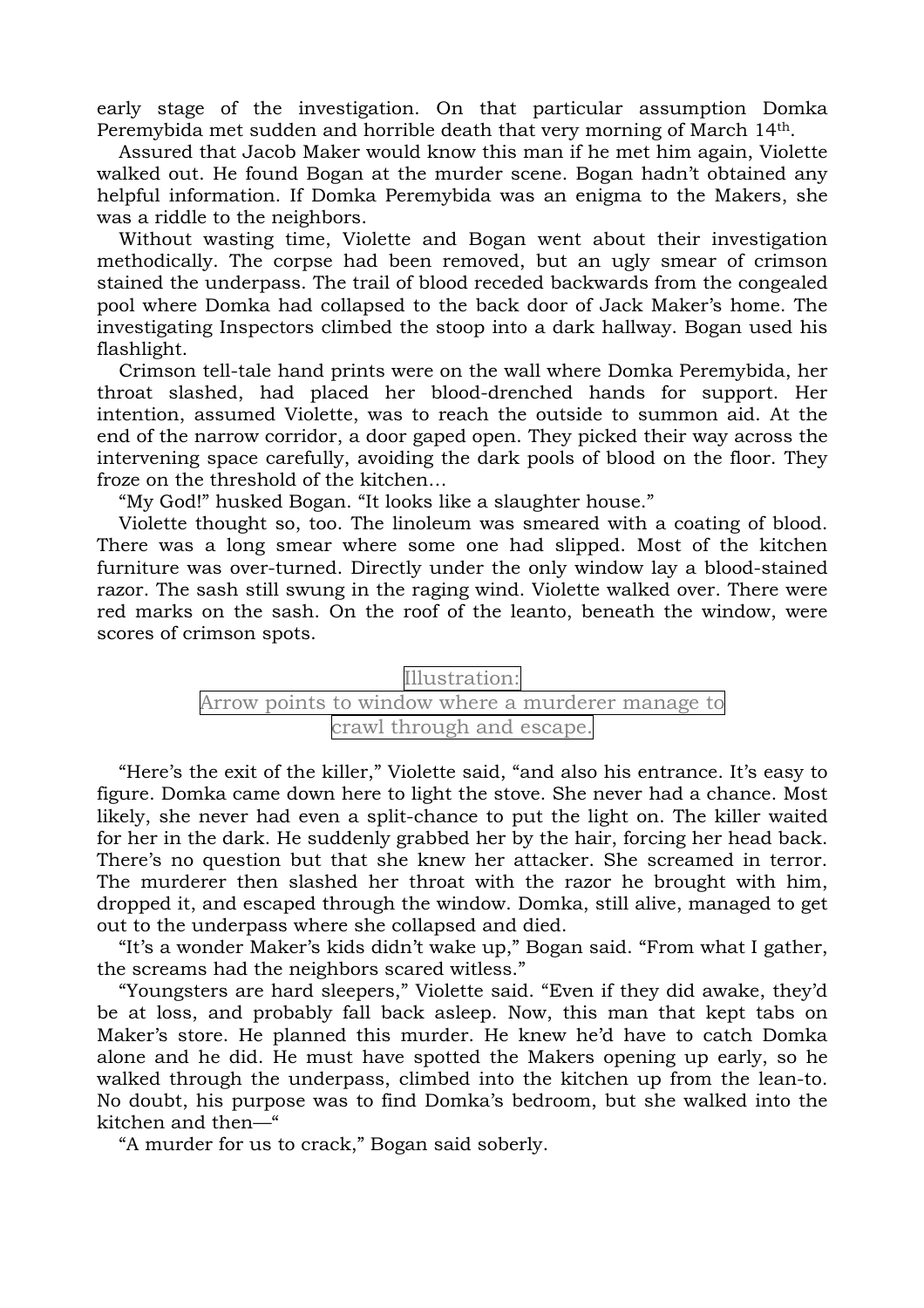early stage of the investigation. On that particular assumption Domka Peremybida met sudden and horrible death that very morning of March 14th.

Assured that Jacob Maker would know this man if he met him again, Violette walked out. He found Bogan at the murder scene. Bogan hadn't obtained any helpful information. If Domka Peremybida was an enigma to the Makers, she was a riddle to the neighbors.

Without wasting time, Violette and Bogan went about their investigation methodically. The corpse had been removed, but an ugly smear of crimson stained the underpass. The trail of blood receded backwards from the congealed pool where Domka had collapsed to the back door of Jack Maker's home. The investigating Inspectors climbed the stoop into a dark hallway. Bogan used his flashlight.

Crimson tell-tale hand prints were on the wall where Domka Peremybida, her throat slashed, had placed her blood-drenched hands for support. Her intention, assumed Violette, was to reach the outside to summon aid. At the end of the narrow corridor, a door gaped open. They picked their way across the intervening space carefully, avoiding the dark pools of blood on the floor. They froze on the threshold of the kitchen…

"My God!" husked Bogan. "It looks like a slaughter house."

Violette thought so, too. The linoleum was smeared with a coating of blood. There was a long smear where some one had slipped. Most of the kitchen furniture was over-turned. Directly under the only window lay a blood-stained razor. The sash still swung in the raging wind. Violette walked over. There were red marks on the sash. On the roof of the leanto, beneath the window, were scores of crimson spots.

Illustration:
Arrow points to window where a murderer manage to crawl through and escape.

"Here's the exit of the killer," Violette said, "and also his entrance. It's easy to figure. Domka came down here to light the stove. She never had a chance. Most likely, she never had even a split-chance to put the light on. The killer waited for her in the dark. He suddenly grabbed her by the hair, forcing her head back. There's no question but that she knew her attacker. She screamed in terror. The murderer then slashed her throat with the razor he brought with him, dropped it, and escaped through the window. Domka, still alive, managed to get out to the underpass where she collapsed and died.

"It's a wonder Maker's kids didn't wake up," Bogan said. "From what I gather, the screams had the neighbors scared witless."

"Youngsters are hard sleepers," Violette said. "Even if they did awake, they'd be at loss, and probably fall back asleep. Now, this man that kept tabs on Maker's store. He planned this murder. He knew he'd have to catch Domka alone and he did. He must have spotted the Makers opening up early, so he walked through the underpass, climbed into the kitchen up from the lean-to. No doubt, his purpose was to find Domka's bedroom, but she walked into the kitchen and then—"

"A murder for us to crack," Bogan said soberly.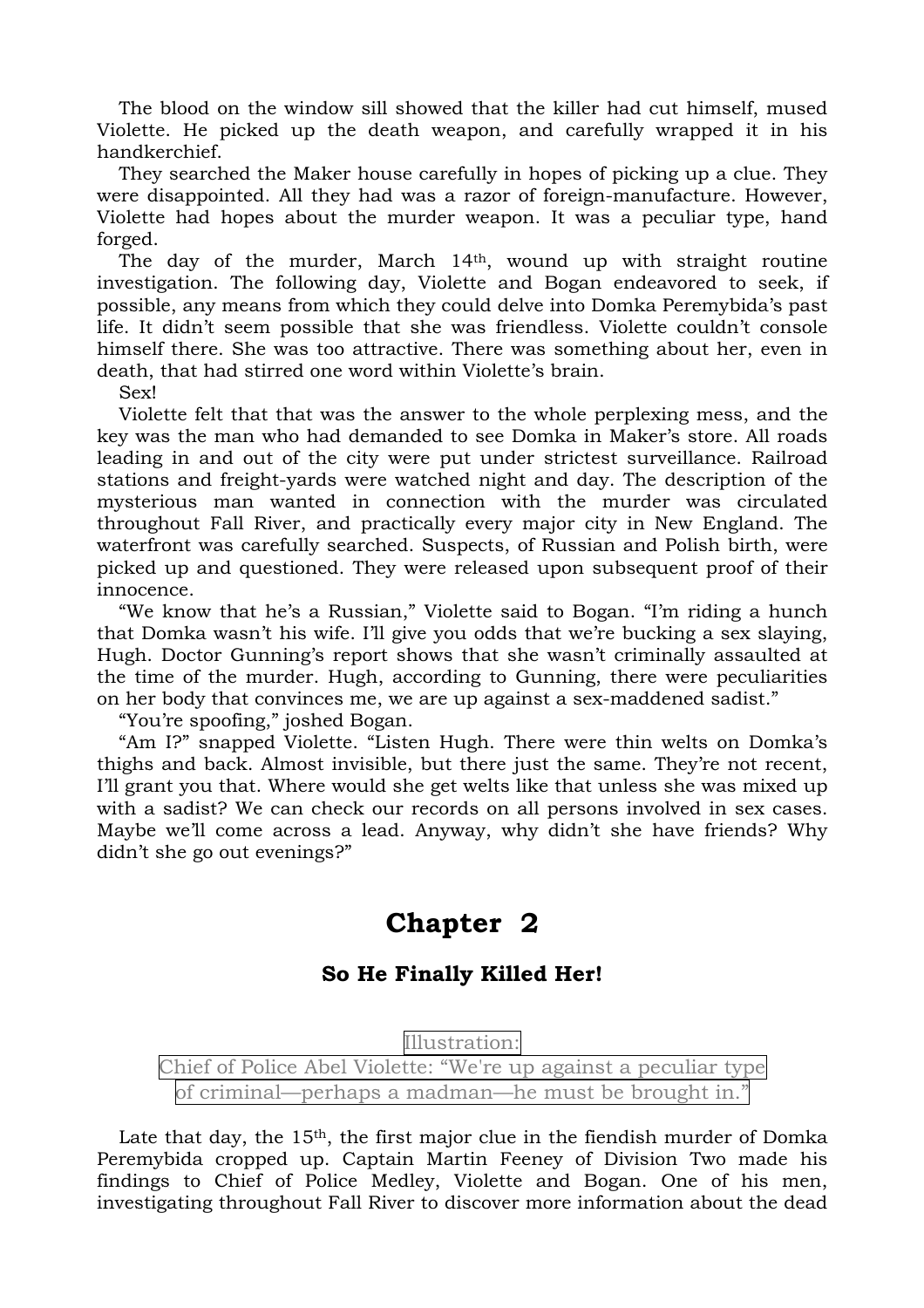The blood on the window sill showed that the killer had cut himself, mused Violette. He picked up the death weapon, and carefully wrapped it in his handkerchief.

They searched the Maker house carefully in hopes of picking up a clue. They were disappointed. All they had was a razor of foreign-manufacture. However, Violette had hopes about the murder weapon. It was a peculiar type, hand forged.

The day of the murder, March 14th, wound up with straight routine investigation. The following day, Violette and Bogan endeavored to seek, if possible, any means from which they could delve into Domka Peremybida's past life. It didn't seem possible that she was friendless. Violette couldn't console himself there. She was too attractive. There was something about her, even in death, that had stirred one word within Violette's brain.

Sex!

Violette felt that that was the answer to the whole perplexing mess, and the key was the man who had demanded to see Domka in Maker's store. All roads leading in and out of the city were put under strictest surveillance. Railroad stations and freight-yards were watched night and day. The description of the mysterious man wanted in connection with the murder was circulated throughout Fall River, and practically every major city in New England. The waterfront was carefully searched. Suspects, of Russian and Polish birth, were picked up and questioned. They were released upon subsequent proof of their innocence.

"We know that he's a Russian," Violette said to Bogan. "I'm riding a hunch that Domka wasn't his wife. I'll give you odds that we're bucking a sex slaying, Hugh. Doctor Gunning's report shows that she wasn't criminally assaulted at the time of the murder. Hugh, according to Gunning, there were peculiarities on her body that convinces me, we are up against a sex-maddened sadist."

"You're spoofing," joshed Bogan.

"Am I?" snapped Violette. "Listen Hugh. There were thin welts on Domka's thighs and back. Almost invisible, but there just the same. They're not recent, I'll grant you that. Where would she get welts like that unless she was mixed up with a sadist? We can check our records on all persons involved in sex cases. Maybe we'll come across a lead. Anyway, why didn't she have friends? Why didn't she go out evenings?"

## Chapter 2

### So He Finally Killed Her!

Illustration:
Chief of Police Abel Violette: "We're up against a peculiar type of criminal—perhaps a madman—he must be brought in."

Late that day, the 15th, the first major clue in the fiendish murder of Domka Peremybida cropped up. Captain Martin Feeney of Division Two made his findings to Chief of Police Medley, Violette and Bogan. One of his men, investigating throughout Fall River to discover more information about the dead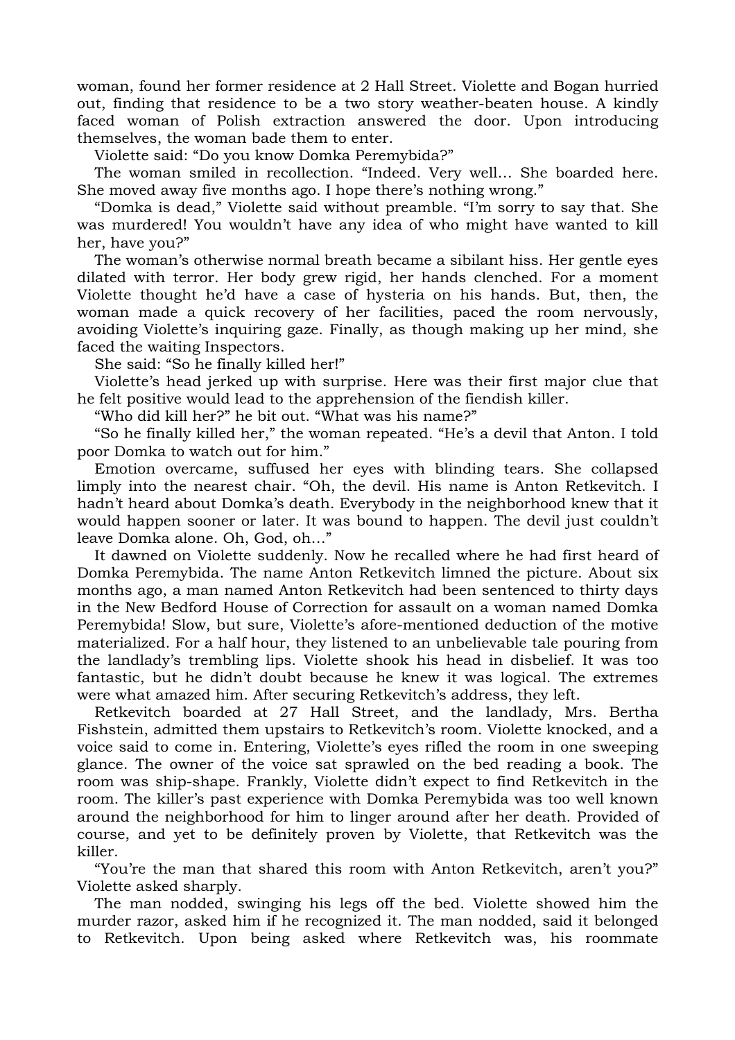woman, found her former residence at 2 Hall Street. Violette and Bogan hurried out, finding that residence to be a two story weather-beaten house. A kindly faced woman of Polish extraction answered the door. Upon introducing themselves, the woman bade them to enter.

Violette said: "Do you know Domka Peremybida?"

The woman smiled in recollection. "Indeed. Very well… She boarded here. She moved away five months ago. I hope there's nothing wrong."

"Domka is dead," Violette said without preamble. "I'm sorry to say that. She was murdered! You wouldn't have any idea of who might have wanted to kill her, have you?"

The woman's otherwise normal breath became a sibilant hiss. Her gentle eyes dilated with terror. Her body grew rigid, her hands clenched. For a moment Violette thought he'd have a case of hysteria on his hands. But, then, the woman made a quick recovery of her facilities, paced the room nervously, avoiding Violette's inquiring gaze. Finally, as though making up her mind, she faced the waiting Inspectors.

She said: "So he finally killed her!"

Violette's head jerked up with surprise. Here was their first major clue that he felt positive would lead to the apprehension of the fiendish killer.

"Who did kill her?" he bit out. "What was his name?"

"So he finally killed her," the woman repeated. "He's a devil that Anton. I told poor Domka to watch out for him."

Emotion overcame, suffused her eyes with blinding tears. She collapsed limply into the nearest chair. "Oh, the devil. His name is Anton Retkevitch. I hadn't heard about Domka's death. Everybody in the neighborhood knew that it would happen sooner or later. It was bound to happen. The devil just couldn't leave Domka alone. Oh, God, oh…"

It dawned on Violette suddenly. Now he recalled where he had first heard of Domka Peremybida. The name Anton Retkevitch limned the picture. About six months ago, a man named Anton Retkevitch had been sentenced to thirty days in the New Bedford House of Correction for assault on a woman named Domka Peremybida! Slow, but sure, Violette's afore-mentioned deduction of the motive materialized. For a half hour, they listened to an unbelievable tale pouring from the landlady's trembling lips. Violette shook his head in disbelief. It was too fantastic, but he didn't doubt because he knew it was logical. The extremes were what amazed him. After securing Retkevitch's address, they left.

Retkevitch boarded at 27 Hall Street, and the landlady, Mrs. Bertha Fishstein, admitted them upstairs to Retkevitch's room. Violette knocked, and a voice said to come in. Entering, Violette's eyes rifled the room in one sweeping glance. The owner of the voice sat sprawled on the bed reading a book. The room was ship-shape. Frankly, Violette didn't expect to find Retkevitch in the room. The killer's past experience with Domka Peremybida was too well known around the neighborhood for him to linger around after her death. Provided of course, and yet to be definitely proven by Violette, that Retkevitch was the killer.

"You're the man that shared this room with Anton Retkevitch, aren't you?" Violette asked sharply.

The man nodded, swinging his legs off the bed. Violette showed him the murder razor, asked him if he recognized it. The man nodded, said it belonged to Retkevitch. Upon being asked where Retkevitch was, his roommate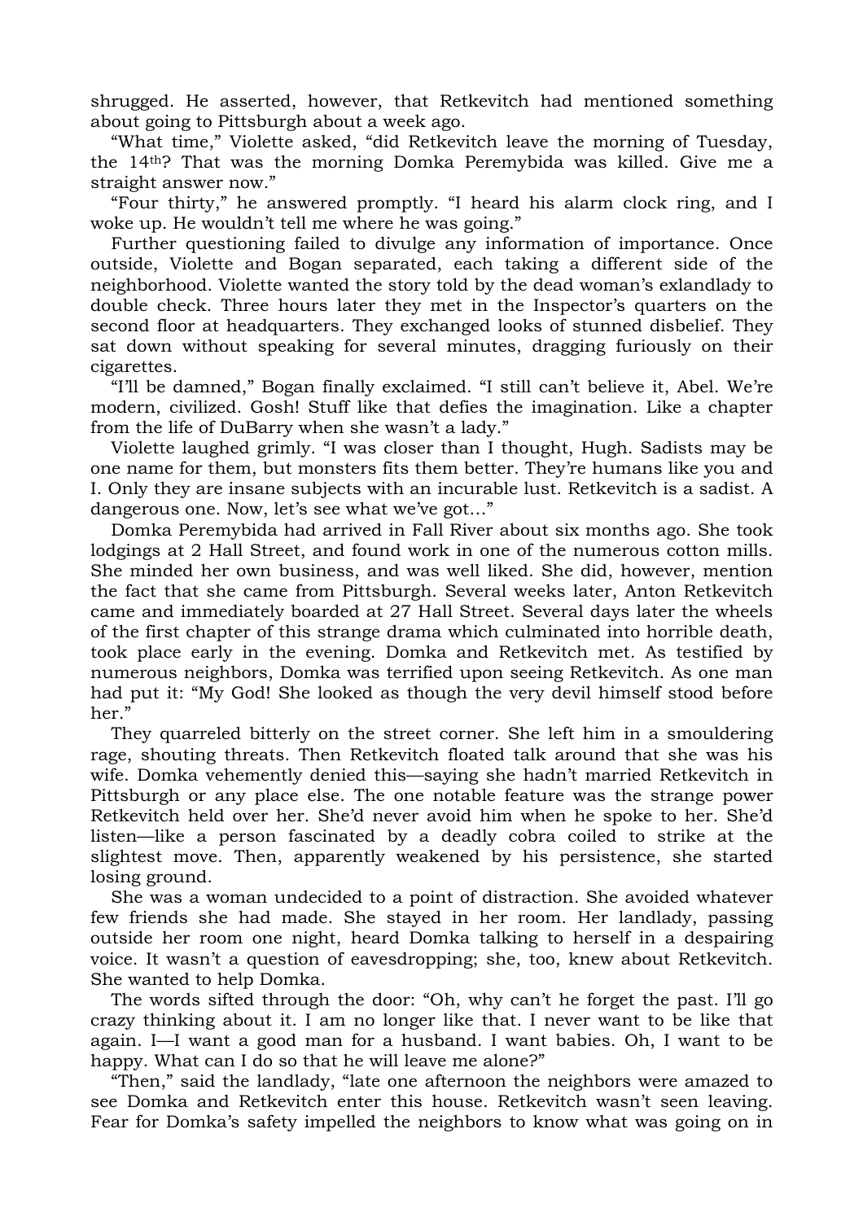shrugged. He asserted, however, that Retkevitch had mentioned something about going to Pittsburgh about a week ago.

"What time," Violette asked, "did Retkevitch leave the morning of Tuesday, the 14th? That was the morning Domka Peremybida was killed. Give me a straight answer now."

"Four thirty," he answered promptly. "I heard his alarm clock ring, and I woke up. He wouldn't tell me where he was going."

Further questioning failed to divulge any information of importance. Once outside, Violette and Bogan separated, each taking a different side of the neighborhood. Violette wanted the story told by the dead woman's exlandlady to double check. Three hours later they met in the Inspector's quarters on the second floor at headquarters. They exchanged looks of stunned disbelief. They sat down without speaking for several minutes, dragging furiously on their cigarettes.

"I'll be damned," Bogan finally exclaimed. "I still can't believe it, Abel. We're modern, civilized. Gosh! Stuff like that defies the imagination. Like a chapter from the life of DuBarry when she wasn't a lady."

Violette laughed grimly. "I was closer than I thought, Hugh. Sadists may be one name for them, but monsters fits them better. They're humans like you and I. Only they are insane subjects with an incurable lust. Retkevitch is a sadist. A dangerous one. Now, let's see what we've got…"

Domka Peremybida had arrived in Fall River about six months ago. She took lodgings at 2 Hall Street, and found work in one of the numerous cotton mills. She minded her own business, and was well liked. She did, however, mention the fact that she came from Pittsburgh. Several weeks later, Anton Retkevitch came and immediately boarded at 27 Hall Street. Several days later the wheels of the first chapter of this strange drama which culminated into horrible death, took place early in the evening. Domka and Retkevitch met. As testified by numerous neighbors, Domka was terrified upon seeing Retkevitch. As one man had put it: "My God! She looked as though the very devil himself stood before her."

They quarreled bitterly on the street corner. She left him in a smouldering rage, shouting threats. Then Retkevitch floated talk around that she was his wife. Domka vehemently denied this—saying she hadn't married Retkevitch in Pittsburgh or any place else. The one notable feature was the strange power Retkevitch held over her. She'd never avoid him when he spoke to her. She'd listen—like a person fascinated by a deadly cobra coiled to strike at the slightest move. Then, apparently weakened by his persistence, she started losing ground.

She was a woman undecided to a point of distraction. She avoided whatever few friends she had made. She stayed in her room. Her landlady, passing outside her room one night, heard Domka talking to herself in a despairing voice. It wasn't a question of eavesdropping; she, too, knew about Retkevitch. She wanted to help Domka.

The words sifted through the door: "Oh, why can't he forget the past. I'll go crazy thinking about it. I am no longer like that. I never want to be like that again. I—I want a good man for a husband. I want babies. Oh, I want to be happy. What can I do so that he will leave me alone?"

"Then," said the landlady, "late one afternoon the neighbors were amazed to see Domka and Retkevitch enter this house. Retkevitch wasn't seen leaving. Fear for Domka's safety impelled the neighbors to know what was going on in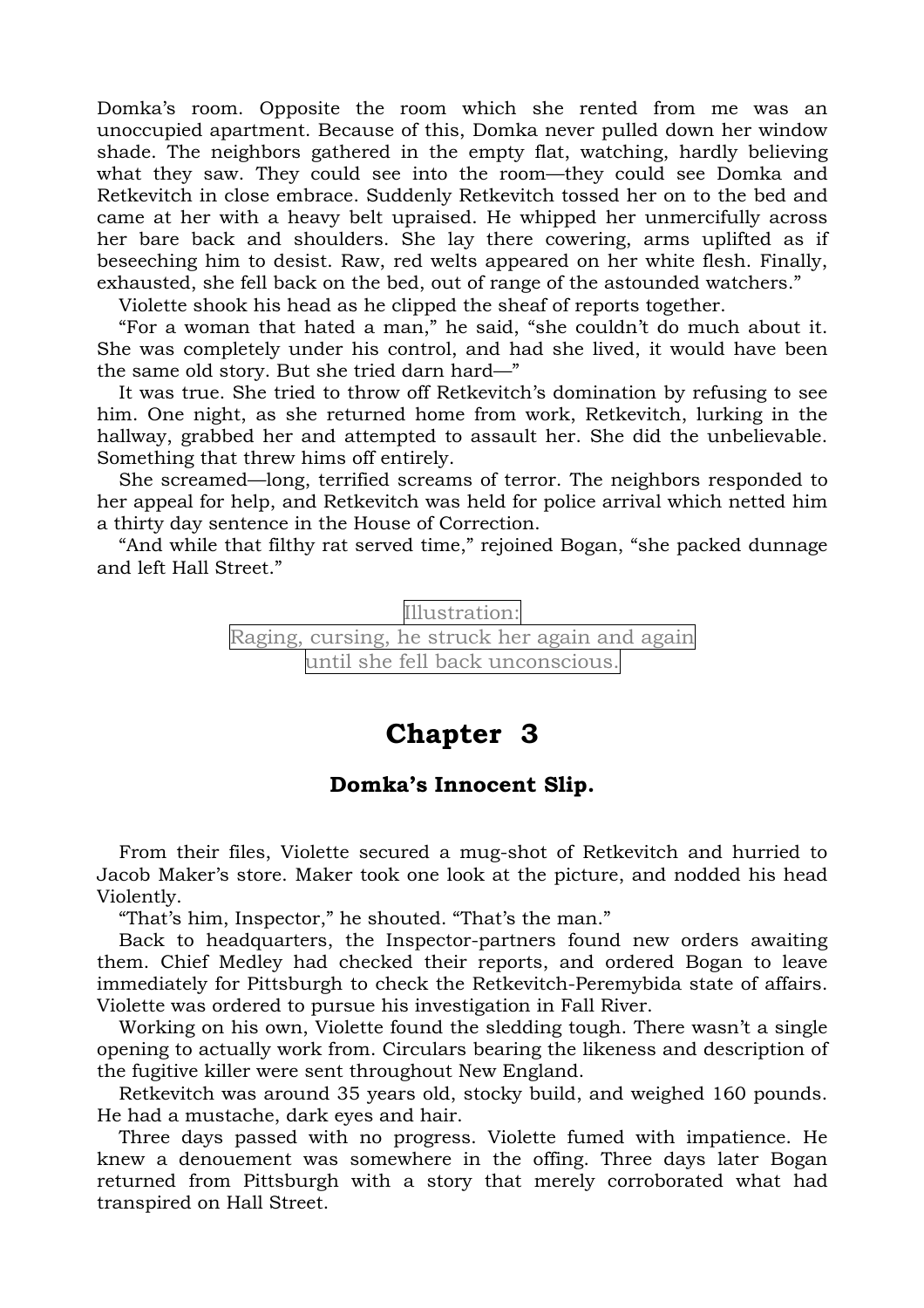Domka’s room. Opposite the room which she rented from me was an unoccupied apartment. Because of this, Domka never pulled down her window shade. The neighbors gathered in the empty flat, watching, hardly believing what they saw. They could see into the room—they could see Domka and Retkevitch in close embrace. Suddenly Retkevitch tossed her on to the bed and came at her with a heavy belt upraised. He whipped her unmercifully across her bare back and shoulders. She lay there cowering, arms uplifted as if beseeching him to desist. Raw, red welts appeared on her white flesh. Finally, exhausted, she fell back on the bed, out of range of the astounded watchers.”

Violette shook his head as he clipped the sheaf of reports together.

“For a woman that hated a man,” he said, “she couldn’t do much about it. She was completely under his control, and had she lived, it would have been the same old story. But she tried darn hard—”

It was true. She tried to throw off Retkevitch’s domination by refusing to see him. One night, as she returned home from work, Retkevitch, lurking in the hallway, grabbed her and attempted to assault her. She did the unbelievable. Something that threw hims off entirely.

She screamed—long, terrified screams of terror. The neighbors responded to her appeal for help, and Retkevitch was held for police arrival which netted him a thirty day sentence in the House of Correction.

“And while that filthy rat served time,” rejoined Bogan, “she packed dunnage and left Hall Street.”

Illustration:
Raging, cursing, he struck her again and again until she fell back unconscious.

## Chapter 3

### Domka’s Innocent Slip.

From their files, Violette secured a mug-shot of Retkevitch and hurried to Jacob Maker’s store. Maker took one look at the picture, and nodded his head Violently.

“That’s him, Inspector,” he shouted. “That’s the man.”

Back to headquarters, the Inspector-partners found new orders awaiting them. Chief Medley had checked their reports, and ordered Bogan to leave immediately for Pittsburgh to check the Retkevitch-Peremybida state of affairs. Violette was ordered to pursue his investigation in Fall River.

Working on his own, Violette found the sledding tough. There wasn’t a single opening to actually work from. Circulars bearing the likeness and description of the fugitive killer were sent throughout New England.

Retkevitch was around 35 years old, stocky build, and weighed 160 pounds. He had a mustache, dark eyes and hair.

Three days passed with no progress. Violette fumed with impatience. He knew a denouement was somewhere in the offing. Three days later Bogan returned from Pittsburgh with a story that merely corroborated what had transpired on Hall Street.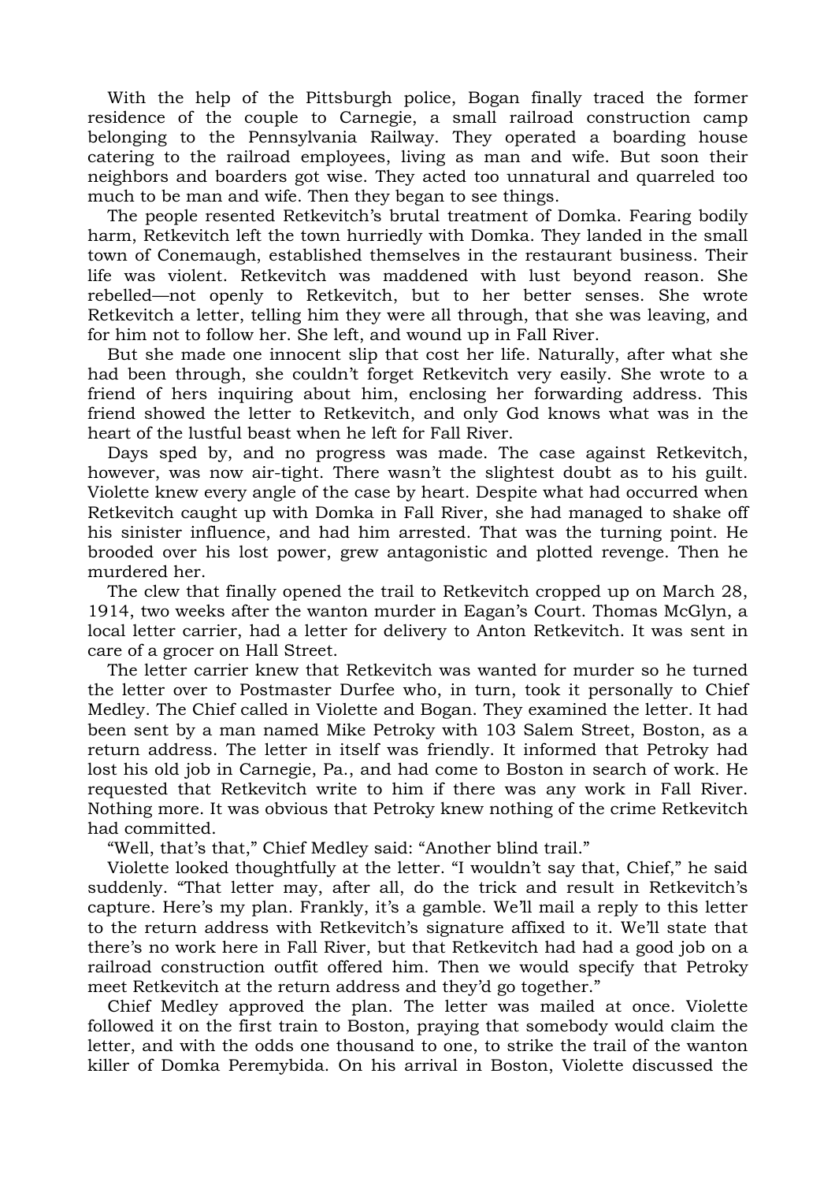With the help of the Pittsburgh police, Bogan finally traced the former residence of the couple to Carnegie, a small railroad construction camp belonging to the Pennsylvania Railway. They operated a boarding house catering to the railroad employees, living as man and wife. But soon their neighbors and boarders got wise. They acted too unnatural and quarreled too much to be man and wife. Then they began to see things.

The people resented Retkevitch's brutal treatment of Domka. Fearing bodily harm, Retkevitch left the town hurriedly with Domka. They landed in the small town of Conemaugh, established themselves in the restaurant business. Their life was violent. Retkevitch was maddened with lust beyond reason. She rebelled—not openly to Retkevitch, but to her better senses. She wrote Retkevitch a letter, telling him they were all through, that she was leaving, and for him not to follow her. She left, and wound up in Fall River.

But she made one innocent slip that cost her life. Naturally, after what she had been through, she couldn't forget Retkevitch very easily. She wrote to a friend of hers inquiring about him, enclosing her forwarding address. This friend showed the letter to Retkevitch, and only God knows what was in the heart of the lustful beast when he left for Fall River.

Days sped by, and no progress was made. The case against Retkevitch, however, was now air-tight. There wasn't the slightest doubt as to his guilt. Violette knew every angle of the case by heart. Despite what had occurred when Retkevitch caught up with Domka in Fall River, she had managed to shake off his sinister influence, and had him arrested. That was the turning point. He brooded over his lost power, grew antagonistic and plotted revenge. Then he murdered her.

The clew that finally opened the trail to Retkevitch cropped up on March 28, 1914, two weeks after the wanton murder in Eagan's Court. Thomas McGlyn, a local letter carrier, had a letter for delivery to Anton Retkevitch. It was sent in care of a grocer on Hall Street.

The letter carrier knew that Retkevitch was wanted for murder so he turned the letter over to Postmaster Durfee who, in turn, took it personally to Chief Medley. The Chief called in Violette and Bogan. They examined the letter. It had been sent by a man named Mike Petroky with 103 Salem Street, Boston, as a return address. The letter in itself was friendly. It informed that Petroky had lost his old job in Carnegie, Pa., and had come to Boston in search of work. He requested that Retkevitch write to him if there was any work in Fall River. Nothing more. It was obvious that Petroky knew nothing of the crime Retkevitch had committed.

"Well, that's that," Chief Medley said: "Another blind trail."

Violette looked thoughtfully at the letter. "I wouldn't say that, Chief," he said suddenly. "That letter may, after all, do the trick and result in Retkevitch's capture. Here's my plan. Frankly, it's a gamble. We'll mail a reply to this letter to the return address with Retkevitch's signature affixed to it. We'll state that there's no work here in Fall River, but that Retkevitch had had a good job on a railroad construction outfit offered him. Then we would specify that Petroky meet Retkevitch at the return address and they'd go together."

Chief Medley approved the plan. The letter was mailed at once. Violette followed it on the first train to Boston, praying that somebody would claim the letter, and with the odds one thousand to one, to strike the trail of the wanton killer of Domka Peremybida. On his arrival in Boston, Violette discussed the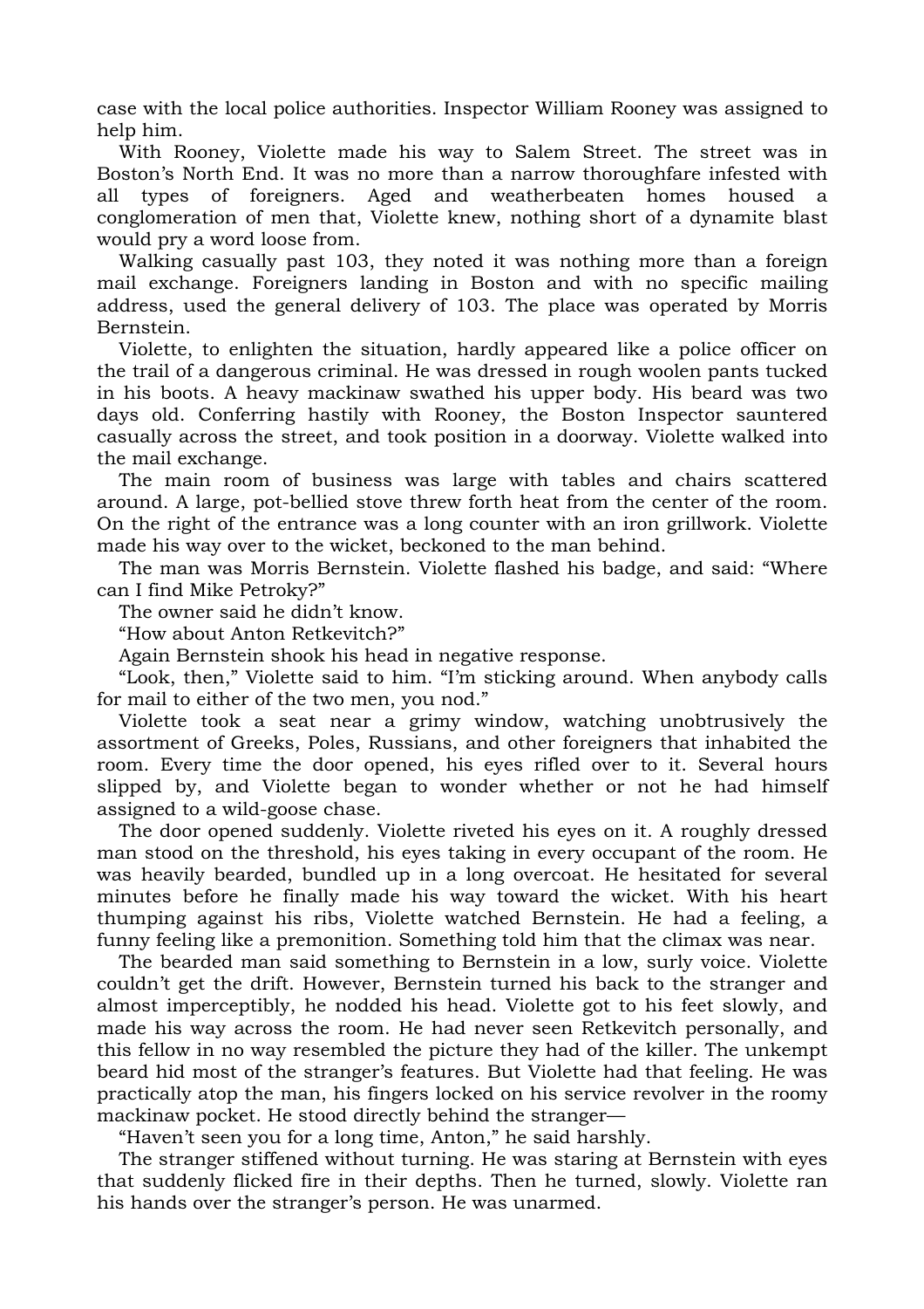case with the local police authorities. Inspector William Rooney was assigned to help him.

With Rooney, Violette made his way to Salem Street. The street was in Boston's North End. It was no more than a narrow thoroughfare infested with all types of foreigners. Aged and weatherbeaten homes housed a conglomeration of men that, Violette knew, nothing short of a dynamite blast would pry a word loose from.

Walking casually past 103, they noted it was nothing more than a foreign mail exchange. Foreigners landing in Boston and with no specific mailing address, used the general delivery of 103. The place was operated by Morris Bernstein.

Violette, to enlighten the situation, hardly appeared like a police officer on the trail of a dangerous criminal. He was dressed in rough woolen pants tucked in his boots. A heavy mackinaw swathed his upper body. His beard was two days old. Conferring hastily with Rooney, the Boston Inspector sauntered casually across the street, and took position in a doorway. Violette walked into the mail exchange.

The main room of business was large with tables and chairs scattered around. A large, pot-bellied stove threw forth heat from the center of the room. On the right of the entrance was a long counter with an iron grillwork. Violette made his way over to the wicket, beckoned to the man behind.

The man was Morris Bernstein. Violette flashed his badge, and said: "Where can I find Mike Petroky?"

The owner said he didn't know.

"How about Anton Retkevitch?"

Again Bernstein shook his head in negative response.

"Look, then," Violette said to him. "I'm sticking around. When anybody calls for mail to either of the two men, you nod."

Violette took a seat near a grimy window, watching unobtrusively the assortment of Greeks, Poles, Russians, and other foreigners that inhabited the room. Every time the door opened, his eyes rifled over to it. Several hours slipped by, and Violette began to wonder whether or not he had himself assigned to a wild-goose chase.

The door opened suddenly. Violette riveted his eyes on it. A roughly dressed man stood on the threshold, his eyes taking in every occupant of the room. He was heavily bearded, bundled up in a long overcoat. He hesitated for several minutes before he finally made his way toward the wicket. With his heart thumping against his ribs, Violette watched Bernstein. He had a feeling, a funny feeling like a premonition. Something told him that the climax was near.

The bearded man said something to Bernstein in a low, surly voice. Violette couldn't get the drift. However, Bernstein turned his back to the stranger and almost imperceptibly, he nodded his head. Violette got to his feet slowly, and made his way across the room. He had never seen Retkevitch personally, and this fellow in no way resembled the picture they had of the killer. The unkempt beard hid most of the stranger's features. But Violette had that feeling. He was practically atop the man, his fingers locked on his service revolver in the roomy mackinaw pocket. He stood directly behind the stranger—

"Haven't seen you for a long time, Anton," he said harshly.

The stranger stiffened without turning. He was staring at Bernstein with eyes that suddenly flicked fire in their depths. Then he turned, slowly. Violette ran his hands over the stranger's person. He was unarmed.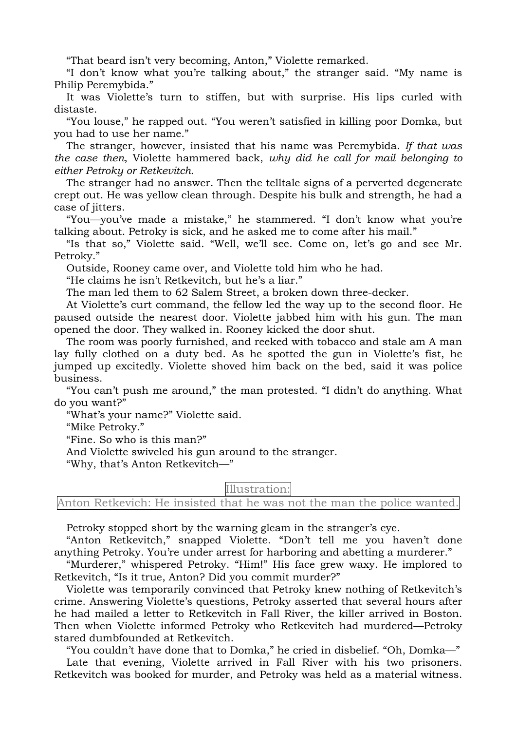"That beard isn't very becoming, Anton," Violette remarked.

"I don't know what you're talking about," the stranger said. "My name is Philip Peremybida."

It was Violette's turn to stiffen, but with surprise. His lips curled with distaste.

"You louse," he rapped out. "You weren't satisfied in killing poor Domka, but you had to use her name."

The stranger, however, insisted that his name was Peremybida. *If that was the case then*, Violette hammered back, *why did he call for mail belonging to either Petroky or Retkevitch.*

The stranger had no answer. Then the telltale signs of a perverted degenerate crept out. He was yellow clean through. Despite his bulk and strength, he had a case of jitters.

"You—you've made a mistake," he stammered. "I don't know what you're talking about. Petroky is sick, and he asked me to come after his mail."

"Is that so," Violette said. "Well, we'll see. Come on, let's go and see Mr. Petroky."

Outside, Rooney came over, and Violette told him who he had.

"He claims he isn't Retkevitch, but he's a liar."

The man led them to 62 Salem Street, a broken down three-decker.

At Violette's curt command, the fellow led the way up to the second floor. He paused outside the nearest door. Violette jabbed him with his gun. The man opened the door. They walked in. Rooney kicked the door shut.

The room was poorly furnished, and reeked with tobacco and stale am A man lay fully clothed on a duty bed. As he spotted the gun in Violette's fist, he jumped up excitedly. Violette shoved him back on the bed, said it was police business.

"You can't push me around," the man protested. "I didn't do anything. What do you want?"

"What's your name?" Violette said.

"Mike Petroky."

"Fine. So who is this man?"

And Violette swiveled his gun around to the stranger.

"Why, that's Anton Retkevitch—"

Illustration:

Anton Retkevich: He insisted that he was not the man the police wanted.

Petroky stopped short by the warning gleam in the stranger's eye.

"Anton Retkevitch," snapped Violette. "Don't tell me you haven't done anything Petroky. You're under arrest for harboring and abetting a murderer."

"Murderer," whispered Petroky. "Him!" His face grew waxy. He implored to Retkevitch, "Is it true, Anton? Did you commit murder?"

Violette was temporarily convinced that Petroky knew nothing of Retkevitch's crime. Answering Violette's questions, Petroky asserted that several hours after he had mailed a letter to Retkevitch in Fall River, the killer arrived in Boston. Then when Violette informed Petroky who Retkevitch had murdered—Petroky stared dumbfounded at Retkevitch.

"You couldn't have done that to Domka," he cried in disbelief. "Oh, Domka—"

Late that evening, Violette arrived in Fall River with his two prisoners. Retkevitch was booked for murder, and Petroky was held as a material witness.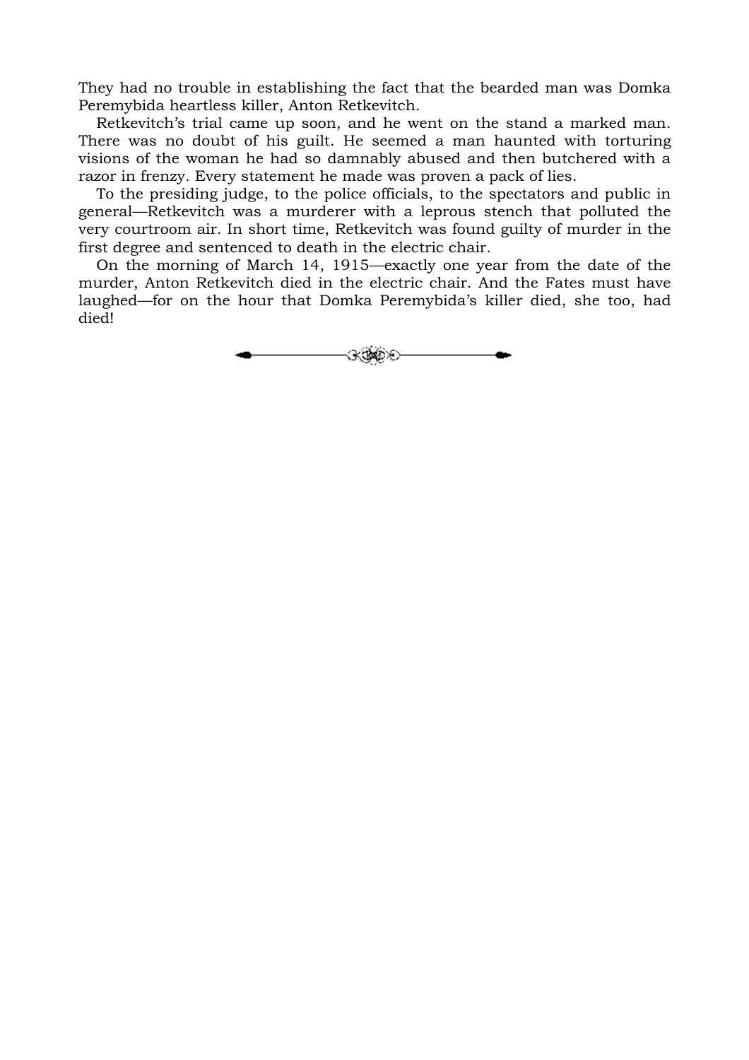They had no trouble in establishing the fact that the bearded man was Domka Peremybida heartless killer, Anton Retkevitch.

Retkevitch's trial came up soon, and he went on the stand a marked man. There was no doubt of his guilt. He seemed a man haunted with torturing visions of the woman he had so damnably abused and then butchered with a razor in frenzy. Every statement he made was proven a pack of lies.

To the presiding judge, to the police officials, to the spectators and public in general—Retkevitch was a murderer with a leprous stench that polluted the very courtroom air. In short time, Retkevitch was found guilty of murder in the first degree and sentenced to death in the electric chair.

On the morning of March 14, 1915—exactly one year from the date of the murder, Anton Retkevitch died in the electric chair. And the Fates must have laughed—for on the hour that Domka Peremybida's killer died, she too, had died!